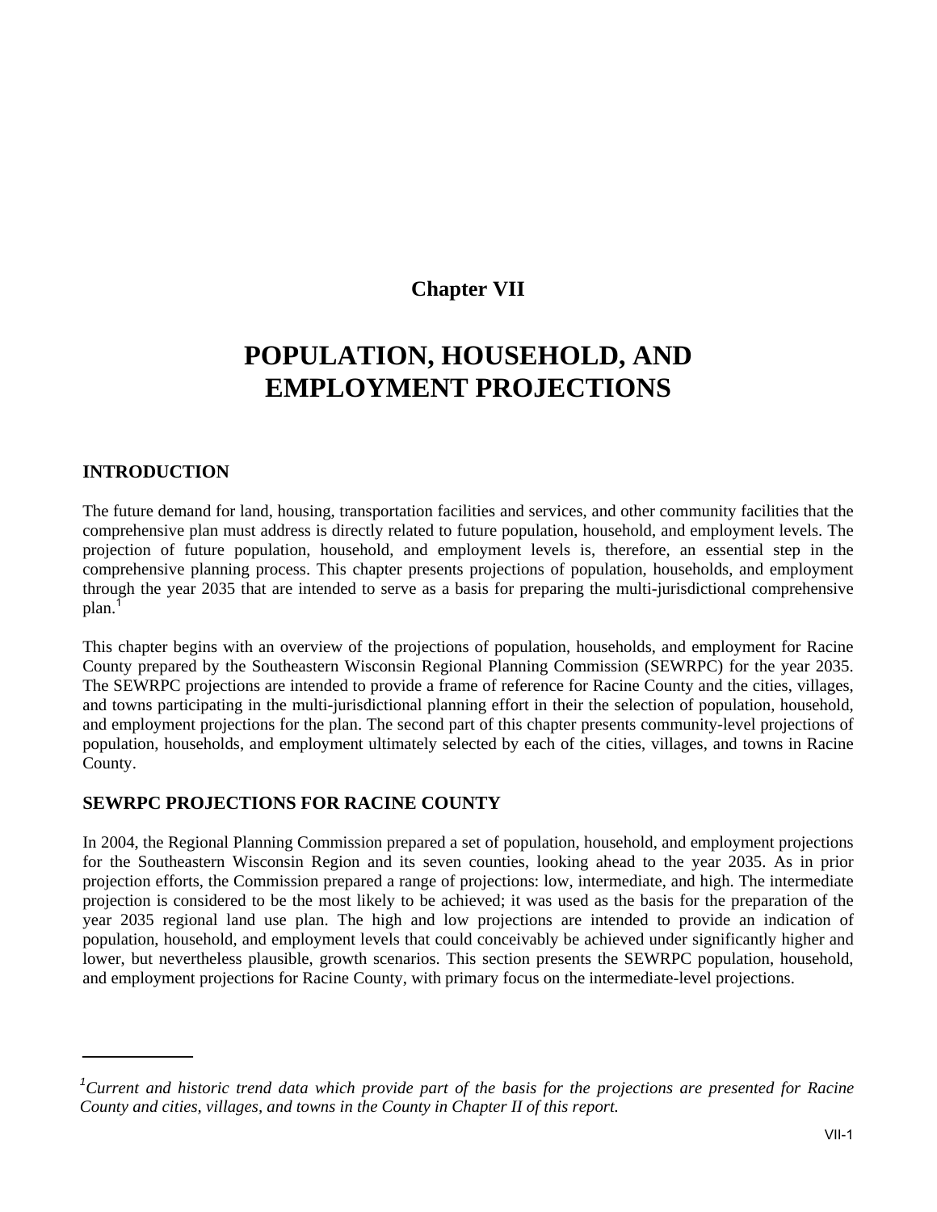**Chapter VII**

# POPULATION, HOUSEHOLD, AND EMPLOYMENT PROJECTIONS

## INTRODUCTION

The future demand for land, housing, transportation facilities and services, and other community facilities that the comprehensive plan must address is directly related to future population, household, and employment levels. The projection of future population, household, and employment levels is, therefore, an essential step in the comprehensive planning process. This chapter presents projections of population, households, and employment through the year 2035 that are intended to serve as a basis for preparing the multi-jurisdictional comprehensive plan.[1]

This chapter begins with an overview of the projections of population, households, and employment for Racine County prepared by the Southeastern Wisconsin Regional Planning Commission (SEWRPC) for the year 2035. The SEWRPC projections are intended to provide a frame of reference for Racine County and the cities, villages, and towns participating in the multi-jurisdictional planning effort in their the selection of population, household, and employment projections for the plan. The second part of this chapter presents community-level projections of population, households, and employment ultimately selected by each of the cities, villages, and towns in Racine County.

## SEWRPC PROJECTIONS FOR RACINE COUNTY

In 2004, the Regional Planning Commission prepared a set of population, household, and employment projections for the Southeastern Wisconsin Region and its seven counties, looking ahead to the year 2035. As in prior projection efforts, the Commission prepared a range of projections: low, intermediate, and high. The intermediate projection is considered to be the most likely to be achieved; it was used as the basis for the preparation of the year 2035 regional land use plan. The high and low projections are intended to provide an indication of population, household, and employment levels that could conceivably be achieved under significantly higher and lower, but nevertheless plausible, growth scenarios. This section presents the SEWRPC population, household, and employment projections for Racine County, with primary focus on the intermediate-level projections.

---

[1] *Current and historic trend data which provide part of the basis for the projections are presented for Racine County and cities, villages, and towns in the County in Chapter II of this report.*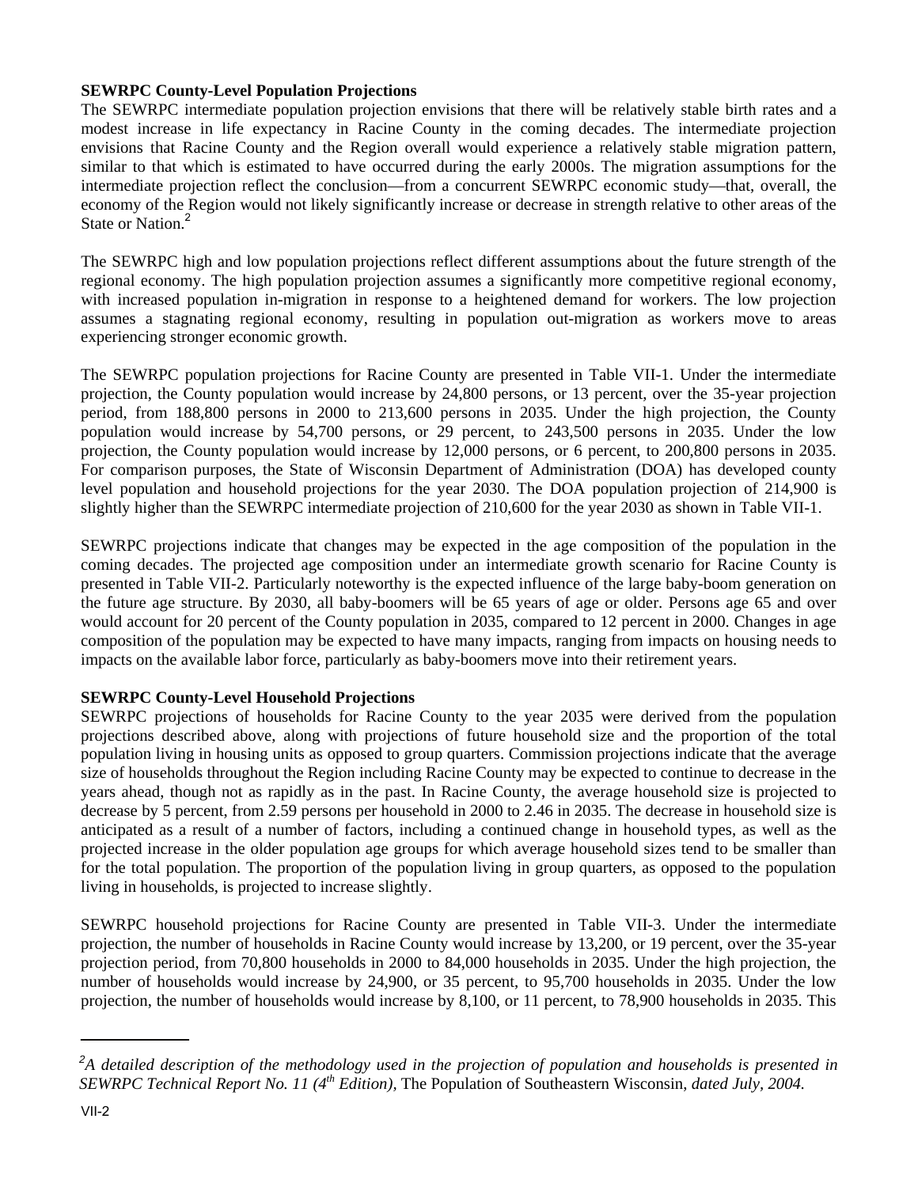**SEWRPC County-Level Population Projections**

The SEWRPC intermediate population projection envisions that there will be relatively stable birth rates and a modest increase in life expectancy in Racine County in the coming decades. The intermediate projection envisions that Racine County and the Region overall would experience a relatively stable migration pattern, similar to that which is estimated to have occurred during the early 2000s. The migration assumptions for the intermediate projection reflect the conclusion—from a concurrent SEWRPC economic study—that, overall, the economy of the Region would not likely significantly increase or decrease in strength relative to other areas of the State or Nation.[2]

The SEWRPC high and low population projections reflect different assumptions about the future strength of the regional economy. The high population projection assumes a significantly more competitive regional economy, with increased population in-migration in response to a heightened demand for workers. The low projection assumes a stagnating regional economy, resulting in population out-migration as workers move to areas experiencing stronger economic growth.

The SEWRPC population projections for Racine County are presented in Table VII-1. Under the intermediate projection, the County population would increase by 24,800 persons, or 13 percent, over the 35-year projection period, from 188,800 persons in 2000 to 213,600 persons in 2035. Under the high projection, the County population would increase by 54,700 persons, or 29 percent, to 243,500 persons in 2035. Under the low projection, the County population would increase by 12,000 persons, or 6 percent, to 200,800 persons in 2035. For comparison purposes, the State of Wisconsin Department of Administration (DOA) has developed county level population and household projections for the year 2030. The DOA population projection of 214,900 is slightly higher than the SEWRPC intermediate projection of 210,600 for the year 2030 as shown in Table VII-1.

SEWRPC projections indicate that changes may be expected in the age composition of the population in the coming decades. The projected age composition under an intermediate growth scenario for Racine County is presented in Table VII-2. Particularly noteworthy is the expected influence of the large baby-boom generation on the future age structure. By 2030, all baby-boomers will be 65 years of age or older. Persons age 65 and over would account for 20 percent of the County population in 2035, compared to 12 percent in 2000. Changes in age composition of the population may be expected to have many impacts, ranging from impacts on housing needs to impacts on the available labor force, particularly as baby-boomers move into their retirement years.

**SEWRPC County-Level Household Projections**

SEWRPC projections of households for Racine County to the year 2035 were derived from the population projections described above, along with projections of future household size and the proportion of the total population living in housing units as opposed to group quarters. Commission projections indicate that the average size of households throughout the Region including Racine County may be expected to continue to decrease in the years ahead, though not as rapidly as in the past. In Racine County, the average household size is projected to decrease by 5 percent, from 2.59 persons per household in 2000 to 2.46 in 2035. The decrease in household size is anticipated as a result of a number of factors, including a continued change in household types, as well as the projected increase in the older population age groups for which average household sizes tend to be smaller than for the total population. The proportion of the population living in group quarters, as opposed to the population living in households, is projected to increase slightly.

SEWRPC household projections for Racine County are presented in Table VII-3. Under the intermediate projection, the number of households in Racine County would increase by 13,200, or 19 percent, over the 35-year projection period, from 70,800 households in 2000 to 84,000 households in 2035. Under the high projection, the number of households would increase by 24,900, or 35 percent, to 95,700 households in 2035. Under the low projection, the number of households would increase by 8,100, or 11 percent, to 78,900 households in 2035. This

---

[2] *A detailed description of the methodology used in the projection of population and households is presented in SEWRPC Technical Report No. 11 (4th Edition),* The Population of Southeastern Wisconsin, *dated July, 2004.*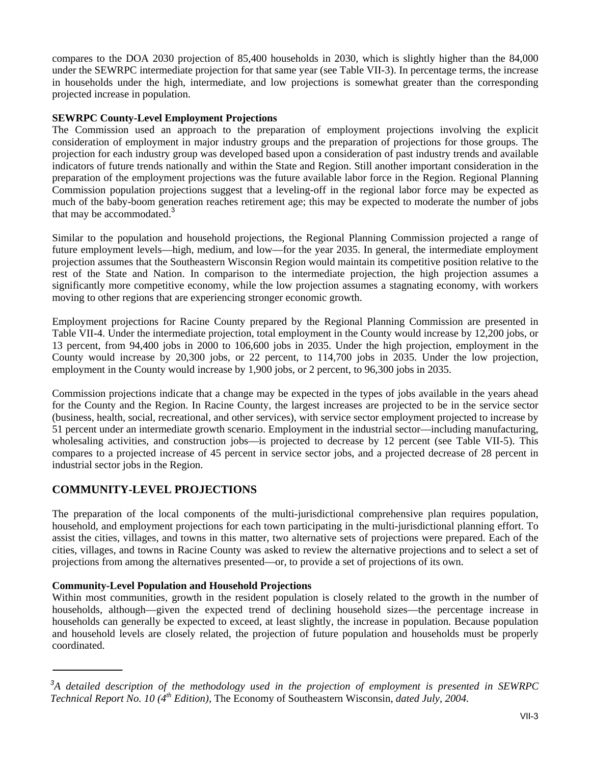compares to the DOA 2030 projection of 85,400 households in 2030, which is slightly higher than the 84,000 under the SEWRPC intermediate projection for that same year (see Table VII-3). In percentage terms, the increase in households under the high, intermediate, and low projections is somewhat greater than the corresponding projected increase in population.

**SEWRPC County-Level Employment Projections**

The Commission used an approach to the preparation of employment projections involving the explicit consideration of employment in major industry groups and the preparation of projections for those groups. The projection for each industry group was developed based upon a consideration of past industry trends and available indicators of future trends nationally and within the State and Region. Still another important consideration in the preparation of the employment projections was the future available labor force in the Region. Regional Planning Commission population projections suggest that a leveling-off in the regional labor force may be expected as much of the baby-boom generation reaches retirement age; this may be expected to moderate the number of jobs that may be accommodated.[3]

Similar to the population and household projections, the Regional Planning Commission projected a range of future employment levels—high, medium, and low—for the year 2035. In general, the intermediate employment projection assumes that the Southeastern Wisconsin Region would maintain its competitive position relative to the rest of the State and Nation. In comparison to the intermediate projection, the high projection assumes a significantly more competitive economy, while the low projection assumes a stagnating economy, with workers moving to other regions that are experiencing stronger economic growth.

Employment projections for Racine County prepared by the Regional Planning Commission are presented in Table VII-4. Under the intermediate projection, total employment in the County would increase by 12,200 jobs, or 13 percent, from 94,400 jobs in 2000 to 106,600 jobs in 2035. Under the high projection, employment in the County would increase by 20,300 jobs, or 22 percent, to 114,700 jobs in 2035. Under the low projection, employment in the County would increase by 1,900 jobs, or 2 percent, to 96,300 jobs in 2035.

Commission projections indicate that a change may be expected in the types of jobs available in the years ahead for the County and the Region. In Racine County, the largest increases are projected to be in the service sector (business, health, social, recreational, and other services), with service sector employment projected to increase by 51 percent under an intermediate growth scenario. Employment in the industrial sector—including manufacturing, wholesaling activities, and construction jobs—is projected to decrease by 12 percent (see Table VII-5). This compares to a projected increase of 45 percent in service sector jobs, and a projected decrease of 28 percent in industrial sector jobs in the Region.

## COMMUNITY-LEVEL PROJECTIONS

The preparation of the local components of the multi-jurisdictional comprehensive plan requires population, household, and employment projections for each town participating in the multi-jurisdictional planning effort. To assist the cities, villages, and towns in this matter, two alternative sets of projections were prepared. Each of the cities, villages, and towns in Racine County was asked to review the alternative projections and to select a set of projections from among the alternatives presented—or, to provide a set of projections of its own.

**Community-Level Population and Household Projections**

Within most communities, growth in the resident population is closely related to the growth in the number of households, although—given the expected trend of declining household sizes—the percentage increase in households can generally be expected to exceed, at least slightly, the increase in population. Because population and household levels are closely related, the projection of future population and households must be properly coordinated.

---

[3]*A detailed description of the methodology used in the projection of employment is presented in SEWRPC Technical Report No. 10 (4th Edition),* The Economy of Southeastern Wisconsin, *dated July, 2004.*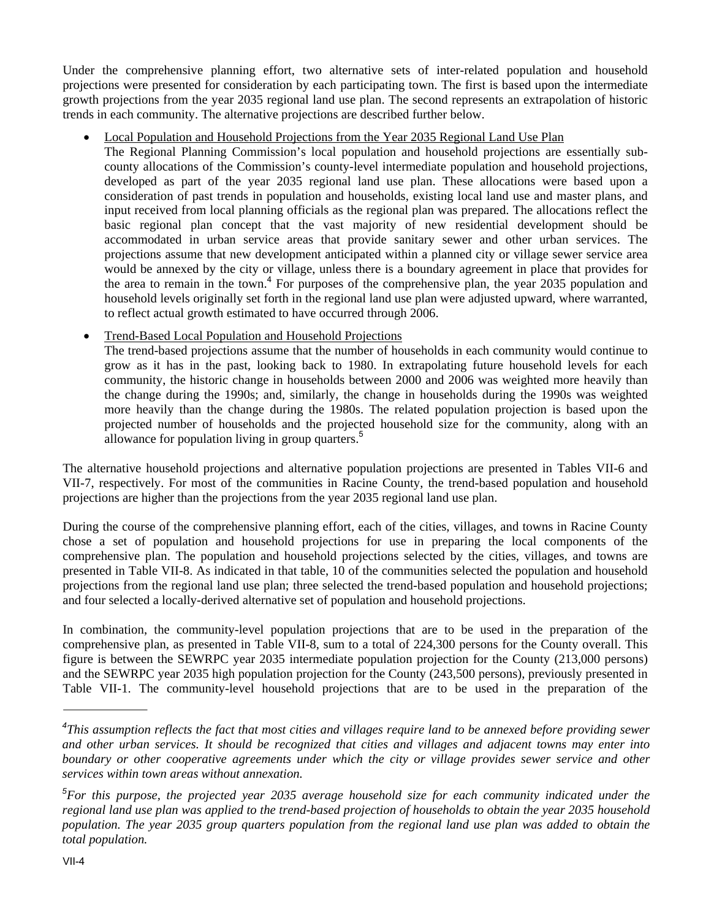Under the comprehensive planning effort, two alternative sets of inter-related population and household projections were presented for consideration by each participating town. The first is based upon the intermediate growth projections from the year 2035 regional land use plan. The second represents an extrapolation of historic trends in each community. The alternative projections are described further below.

- Local Population and Household Projections from the Year 2035 Regional Land Use Plan
  The Regional Planning Commission's local population and household projections are essentially sub-county allocations of the Commission's county-level intermediate population and household projections, developed as part of the year 2035 regional land use plan. These allocations were based upon a consideration of past trends in population and households, existing local land use and master plans, and input received from local planning officials as the regional plan was prepared. The allocations reflect the basic regional plan concept that the vast majority of new residential development should be accommodated in urban service areas that provide sanitary sewer and other urban services. The projections assume that new development anticipated within a planned city or village sewer service area would be annexed by the city or village, unless there is a boundary agreement in place that provides for the area to remain in the town.[4] For purposes of the comprehensive plan, the year 2035 population and household levels originally set forth in the regional land use plan were adjusted upward, where warranted, to reflect actual growth estimated to have occurred through 2006.

- Trend-Based Local Population and Household Projections
  The trend-based projections assume that the number of households in each community would continue to grow as it has in the past, looking back to 1980. In extrapolating future household levels for each community, the historic change in households between 2000 and 2006 was weighted more heavily than the change during the 1990s; and, similarly, the change in households during the 1990s was weighted more heavily than the change during the 1980s. The related population projection is based upon the projected number of households and the projected household size for the community, along with an allowance for population living in group quarters.[5]

The alternative household projections and alternative population projections are presented in Tables VII-6 and VII-7, respectively. For most of the communities in Racine County, the trend-based population and household projections are higher than the projections from the year 2035 regional land use plan.

During the course of the comprehensive planning effort, each of the cities, villages, and towns in Racine County chose a set of population and household projections for use in preparing the local components of the comprehensive plan. The population and household projections selected by the cities, villages, and towns are presented in Table VII-8. As indicated in that table, 10 of the communities selected the population and household projections from the regional land use plan; three selected the trend-based population and household projections; and four selected a locally-derived alternative set of population and household projections.

In combination, the community-level population projections that are to be used in the preparation of the comprehensive plan, as presented in Table VII-8, sum to a total of 224,300 persons for the County overall. This figure is between the SEWRPC year 2035 intermediate population projection for the County (213,000 persons) and the SEWRPC year 2035 high population projection for the County (243,500 persons), previously presented in Table VII-1. The community-level household projections that are to be used in the preparation of the

---

*[4]This assumption reflects the fact that most cities and villages require land to be annexed before providing sewer and other urban services. It should be recognized that cities and villages and adjacent towns may enter into boundary or other cooperative agreements under which the city or village provides sewer service and other services within town areas without annexation.*

*[5]For this purpose, the projected year 2035 average household size for each community indicated under the regional land use plan was applied to the trend-based projection of households to obtain the year 2035 household population. The year 2035 group quarters population from the regional land use plan was added to obtain the total population.*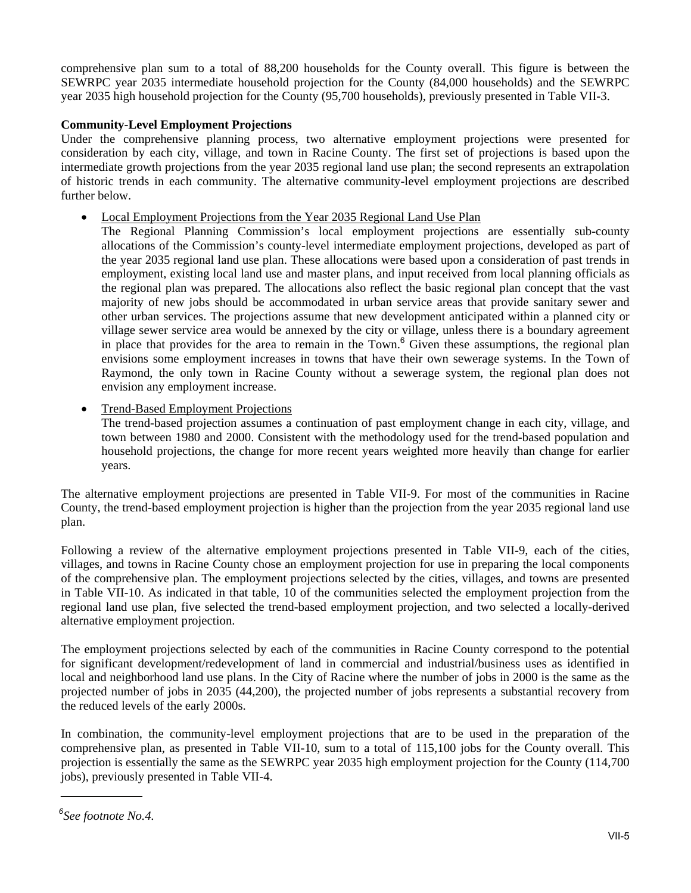comprehensive plan sum to a total of 88,200 households for the County overall. This figure is between the SEWRPC year 2035 intermediate household projection for the County (84,000 households) and the SEWRPC year 2035 high household projection for the County (95,700 households), previously presented in Table VII-3.

**Community-Level Employment Projections**

Under the comprehensive planning process, two alternative employment projections were presented for consideration by each city, village, and town in Racine County. The first set of projections is based upon the intermediate growth projections from the year 2035 regional land use plan; the second represents an extrapolation of historic trends in each community. The alternative community-level employment projections are described further below.

- Local Employment Projections from the Year 2035 Regional Land Use Plan

  The Regional Planning Commission's local employment projections are essentially sub-county allocations of the Commission's county-level intermediate employment projections, developed as part of the year 2035 regional land use plan. These allocations were based upon a consideration of past trends in employment, existing local land use and master plans, and input received from local planning officials as the regional plan was prepared. The allocations also reflect the basic regional plan concept that the vast majority of new jobs should be accommodated in urban service areas that provide sanitary sewer and other urban services. The projections assume that new development anticipated within a planned city or village sewer service area would be annexed by the city or village, unless there is a boundary agreement in place that provides for the area to remain in the Town.[6] Given these assumptions, the regional plan envisions some employment increases in towns that have their own sewerage systems. In the Town of Raymond, the only town in Racine County without a sewerage system, the regional plan does not envision any employment increase.

- Trend-Based Employment Projections

  The trend-based projection assumes a continuation of past employment change in each city, village, and town between 1980 and 2000. Consistent with the methodology used for the trend-based population and household projections, the change for more recent years weighted more heavily than change for earlier years.

The alternative employment projections are presented in Table VII-9. For most of the communities in Racine County, the trend-based employment projection is higher than the projection from the year 2035 regional land use plan.

Following a review of the alternative employment projections presented in Table VII-9, each of the cities, villages, and towns in Racine County chose an employment projection for use in preparing the local components of the comprehensive plan. The employment projections selected by the cities, villages, and towns are presented in Table VII-10. As indicated in that table, 10 of the communities selected the employment projection from the regional land use plan, five selected the trend-based employment projection, and two selected a locally-derived alternative employment projection.

The employment projections selected by each of the communities in Racine County correspond to the potential for significant development/redevelopment of land in commercial and industrial/business uses as identified in local and neighborhood land use plans. In the City of Racine where the number of jobs in 2000 is the same as the projected number of jobs in 2035 (44,200), the projected number of jobs represents a substantial recovery from the reduced levels of the early 2000s.

In combination, the community-level employment projections that are to be used in the preparation of the comprehensive plan, as presented in Table VII-10, sum to a total of 115,100 jobs for the County overall. This projection is essentially the same as the SEWRPC year 2035 high employment projection for the County (114,700 jobs), previously presented in Table VII-4.

---

[6] *See footnote No.4.*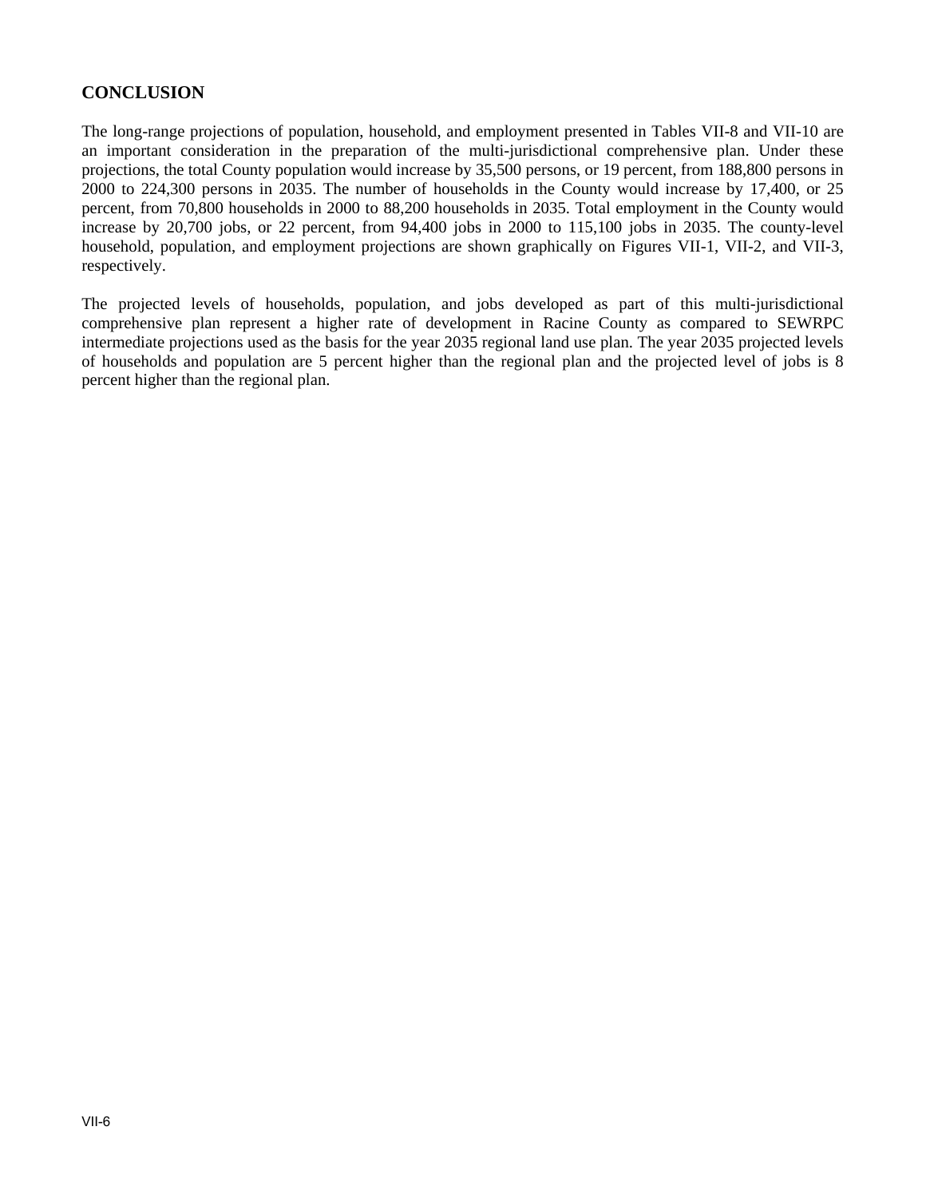## CONCLUSION

The long-range projections of population, household, and employment presented in Tables VII-8 and VII-10 are an important consideration in the preparation of the multi-jurisdictional comprehensive plan. Under these projections, the total County population would increase by 35,500 persons, or 19 percent, from 188,800 persons in 2000 to 224,300 persons in 2035. The number of households in the County would increase by 17,400, or 25 percent, from 70,800 households in 2000 to 88,200 households in 2035. Total employment in the County would increase by 20,700 jobs, or 22 percent, from 94,400 jobs in 2000 to 115,100 jobs in 2035. The county-level household, population, and employment projections are shown graphically on Figures VII-1, VII-2, and VII-3, respectively.

The projected levels of households, population, and jobs developed as part of this multi-jurisdictional comprehensive plan represent a higher rate of development in Racine County as compared to SEWRPC intermediate projections used as the basis for the year 2035 regional land use plan. The year 2035 projected levels of households and population are 5 percent higher than the regional plan and the projected level of jobs is 8 percent higher than the regional plan.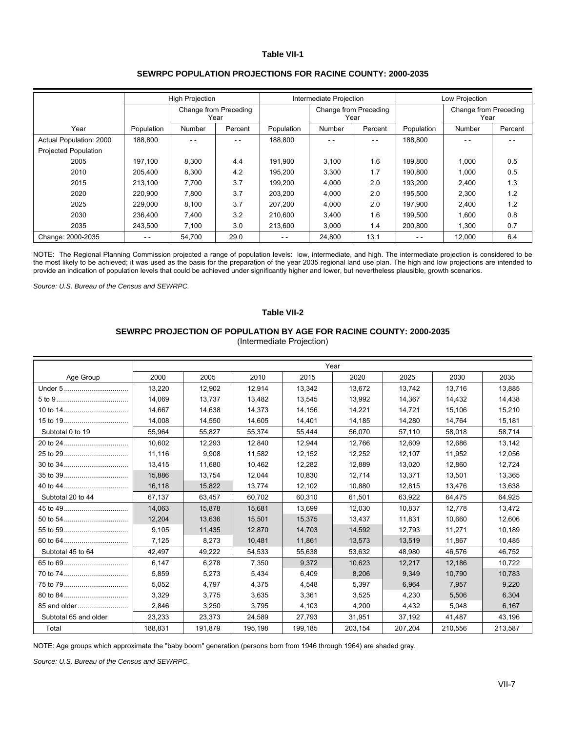**Table VII-1**

**SEWRPC POPULATION PROJECTIONS FOR RACINE COUNTY: 2000-2035**

| | High Projection | | | Intermediate Projection | | | Low Projection | | |
|---|---|---|---|---|---|---|---|---|---|
| | | Change from Preceding Year | | | Change from Preceding Year | | | Change from Preceding Year | |
| Year | Population | Number | Percent | Population | Number | Percent | Population | Number | Percent |
| Actual Population: 2000 | 188,800 | - - | - - | 188,800 | - - | - - | 188,800 | - - | - - |
| Projected Population | | | | | | | | | |
| 2005 | 197,100 | 8,300 | 4.4 | 191,900 | 3,100 | 1.6 | 189,800 | 1,000 | 0.5 |
| 2010 | 205,400 | 8,300 | 4.2 | 195,200 | 3,300 | 1.7 | 190,800 | 1,000 | 0.5 |
| 2015 | 213,100 | 7,700 | 3.7 | 199,200 | 4,000 | 2.0 | 193,200 | 2,400 | 1.3 |
| 2020 | 220,900 | 7,800 | 3.7 | 203,200 | 4,000 | 2.0 | 195,500 | 2,300 | 1.2 |
| 2025 | 229,000 | 8,100 | 3.7 | 207,200 | 4,000 | 2.0 | 197,900 | 2,400 | 1.2 |
| 2030 | 236,400 | 7,400 | 3.2 | 210,600 | 3,400 | 1.6 | 199,500 | 1,600 | 0.8 |
| 2035 | 243,500 | 7,100 | 3.0 | 213,600 | 3,000 | 1.4 | 200,800 | 1,300 | 0.7 |
| Change: 2000-2035 | - - | 54,700 | 29.0 | - - | 24,800 | 13.1 | - - | 12,000 | 6.4 |

NOTE: The Regional Planning Commission projected a range of population levels: low, intermediate, and high. The intermediate projection is considered to be the most likely to be achieved; it was used as the basis for the preparation of the year 2035 regional land use plan. The high and low projections are intended to provide an indication of population levels that could be achieved under significantly higher and lower, but nevertheless plausible, growth scenarios.

*Source: U.S. Bureau of the Census and SEWRPC.*

**Table VII-2**

**SEWRPC PROJECTION OF POPULATION BY AGE FOR RACINE COUNTY: 2000-2035**
(Intermediate Projection)

| | Year | | | | | | | |
|---|---|---|---|---|---|---|---|---|
| Age Group | 2000 | 2005 | 2010 | 2015 | 2020 | 2025 | 2030 | 2035 |
| Under 5 | 13,220 | 12,902 | 12,914 | 13,342 | 13,672 | 13,742 | 13,716 | 13,885 |
| 5 to 9 | 14,069 | 13,737 | 13,482 | 13,545 | 13,992 | 14,367 | 14,432 | 14,438 |
| 10 to 14 | 14,667 | 14,638 | 14,373 | 14,156 | 14,221 | 14,721 | 15,106 | 15,210 |
| 15 to 19 | 14,008 | 14,550 | 14,605 | 14,401 | 14,185 | 14,280 | 14,764 | 15,181 |
| Subtotal 0 to 19 | 55,964 | 55,827 | 55,374 | 55,444 | 56,070 | 57,110 | 58,018 | 58,714 |
| 20 to 24 | 10,602 | 12,293 | 12,840 | 12,944 | 12,766 | 12,609 | 12,686 | 13,142 |
| 25 to 29 | 11,116 | 9,908 | 11,582 | 12,152 | 12,252 | 12,107 | 11,952 | 12,056 |
| 30 to 34 | 13,415 | 11,680 | 10,462 | 12,282 | 12,889 | 13,020 | 12,860 | 12,724 |
| 35 to 39 | 15,886 | 13,754 | 12,044 | 10,830 | 12,714 | 13,371 | 13,501 | 13,365 |
| 40 to 44 | 16,118 | 15,822 | 13,774 | 12,102 | 10,880 | 12,815 | 13,476 | 13,638 |
| Subtotal 20 to 44 | 67,137 | 63,457 | 60,702 | 60,310 | 61,501 | 63,922 | 64,475 | 64,925 |
| 45 to 49 | 14,063 | 15,878 | 15,681 | 13,699 | 12,030 | 10,837 | 12,778 | 13,472 |
| 50 to 54 | 12,204 | 13,636 | 15,501 | 15,375 | 13,437 | 11,831 | 10,660 | 12,606 |
| 55 to 59 | 9,105 | 11,435 | 12,870 | 14,703 | 14,592 | 12,793 | 11,271 | 10,189 |
| 60 to 64 | 7,125 | 8,273 | 10,481 | 11,861 | 13,573 | 13,519 | 11,867 | 10,485 |
| Subtotal 45 to 64 | 42,497 | 49,222 | 54,533 | 55,638 | 53,632 | 48,980 | 46,576 | 46,752 |
| 65 to 69 | 6,147 | 6,278 | 7,350 | 9,372 | 10,623 | 12,217 | 12,186 | 10,722 |
| 70 to 74 | 5,859 | 5,273 | 5,434 | 6,409 | 8,206 | 9,349 | 10,790 | 10,783 |
| 75 to 79 | 5,052 | 4,797 | 4,375 | 4,548 | 5,397 | 6,964 | 7,957 | 9,220 |
| 80 to 84 | 3,329 | 3,775 | 3,635 | 3,361 | 3,525 | 4,230 | 5,506 | 6,304 |
| 85 and older | 2,846 | 3,250 | 3,795 | 4,103 | 4,200 | 4,432 | 5,048 | 6,167 |
| Subtotal 65 and older | 23,233 | 23,373 | 24,589 | 27,793 | 31,951 | 37,192 | 41,487 | 43,196 |
| Total | 188,831 | 191,879 | 195,198 | 199,185 | 203,154 | 207,204 | 210,556 | 213,587 |

NOTE: Age groups which approximate the "baby boom" generation (persons born from 1946 through 1964) are shaded gray.

*Source: U.S. Bureau of the Census and SEWRPC.*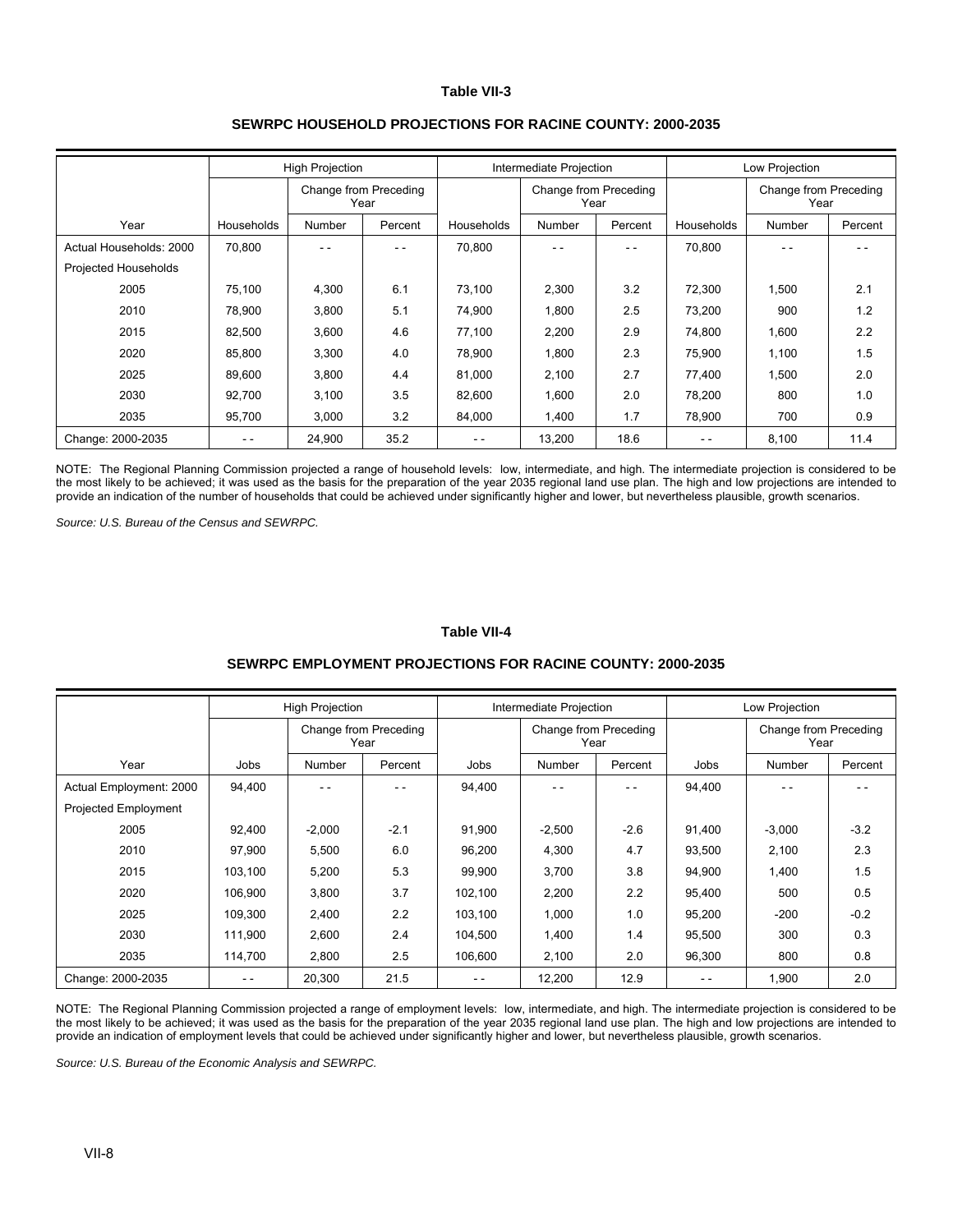**Table VII-3**

**SEWRPC HOUSEHOLD PROJECTIONS FOR RACINE COUNTY: 2000-2035**

| | High Projection | | | Intermediate Projection | | | Low Projection | | |
|---|---|---|---|---|---|---|---|---|---|
| | | Change from Preceding Year | | | Change from Preceding Year | | | Change from Preceding Year | |
| Year | Households | Number | Percent | Households | Number | Percent | Households | Number | Percent |
| Actual Households: 2000 | 70,800 | - - | - - | 70,800 | - - | - - | 70,800 | - - | - - |
| Projected Households | | | | | | | | | |
| 2005 | 75,100 | 4,300 | 6.1 | 73,100 | 2,300 | 3.2 | 72,300 | 1,500 | 2.1 |
| 2010 | 78,900 | 3,800 | 5.1 | 74,900 | 1,800 | 2.5 | 73,200 | 900 | 1.2 |
| 2015 | 82,500 | 3,600 | 4.6 | 77,100 | 2,200 | 2.9 | 74,800 | 1,600 | 2.2 |
| 2020 | 85,800 | 3,300 | 4.0 | 78,900 | 1,800 | 2.3 | 75,900 | 1,100 | 1.5 |
| 2025 | 89,600 | 3,800 | 4.4 | 81,000 | 2,100 | 2.7 | 77,400 | 1,500 | 2.0 |
| 2030 | 92,700 | 3,100 | 3.5 | 82,600 | 1,600 | 2.0 | 78,200 | 800 | 1.0 |
| 2035 | 95,700 | 3,000 | 3.2 | 84,000 | 1,400 | 1.7 | 78,900 | 700 | 0.9 |
| Change: 2000-2035 | - - | 24,900 | 35.2 | - - | 13,200 | 18.6 | - - | 8,100 | 11.4 |

NOTE: The Regional Planning Commission projected a range of household levels: low, intermediate, and high. The intermediate projection is considered to be the most likely to be achieved; it was used as the basis for the preparation of the year 2035 regional land use plan. The high and low projections are intended to provide an indication of the number of households that could be achieved under significantly higher and lower, but nevertheless plausible, growth scenarios.

*Source: U.S. Bureau of the Census and SEWRPC.*

**Table VII-4**

**SEWRPC EMPLOYMENT PROJECTIONS FOR RACINE COUNTY: 2000-2035**

| | High Projection | | | Intermediate Projection | | | Low Projection | | |
|---|---|---|---|---|---|---|---|---|---|
| | | Change from Preceding Year | | | Change from Preceding Year | | | Change from Preceding Year | |
| Year | Jobs | Number | Percent | Jobs | Number | Percent | Jobs | Number | Percent |
| Actual Employment: 2000 | 94,400 | - - | - - | 94,400 | - - | - - | 94,400 | - - | - - |
| Projected Employment | | | | | | | | | |
| 2005 | 92,400 | -2,000 | -2.1 | 91,900 | -2,500 | -2.6 | 91,400 | -3,000 | -3.2 |
| 2010 | 97,900 | 5,500 | 6.0 | 96,200 | 4,300 | 4.7 | 93,500 | 2,100 | 2.3 |
| 2015 | 103,100 | 5,200 | 5.3 | 99,900 | 3,700 | 3.8 | 94,900 | 1,400 | 1.5 |
| 2020 | 106,900 | 3,800 | 3.7 | 102,100 | 2,200 | 2.2 | 95,400 | 500 | 0.5 |
| 2025 | 109,300 | 2,400 | 2.2 | 103,100 | 1,000 | 1.0 | 95,200 | -200 | -0.2 |
| 2030 | 111,900 | 2,600 | 2.4 | 104,500 | 1,400 | 1.4 | 95,500 | 300 | 0.3 |
| 2035 | 114,700 | 2,800 | 2.5 | 106,600 | 2,100 | 2.0 | 96,300 | 800 | 0.8 |
| Change: 2000-2035 | - - | 20,300 | 21.5 | - - | 12,200 | 12.9 | - - | 1,900 | 2.0 |

NOTE: The Regional Planning Commission projected a range of employment levels: low, intermediate, and high. The intermediate projection is considered to be the most likely to be achieved; it was used as the basis for the preparation of the year 2035 regional land use plan. The high and low projections are intended to provide an indication of employment levels that could be achieved under significantly higher and lower, but nevertheless plausible, growth scenarios.

*Source: U.S. Bureau of the Economic Analysis and SEWRPC.*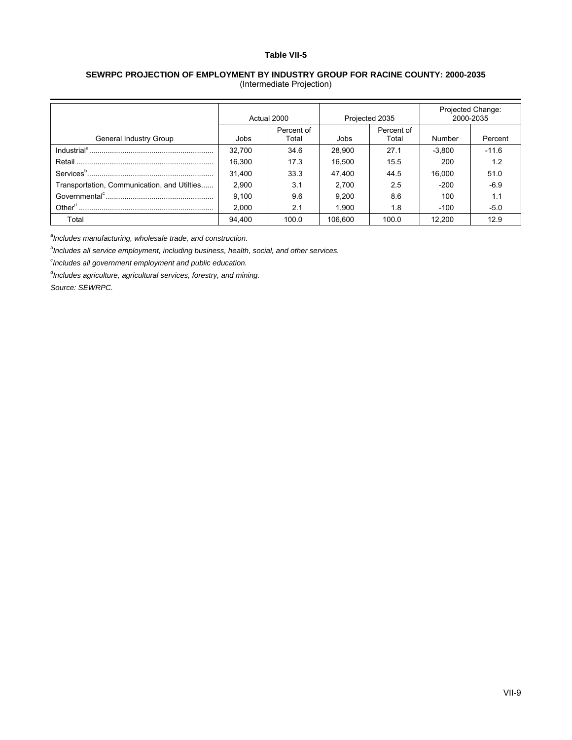**Table VII-5**

**SEWRPC PROJECTION OF EMPLOYMENT BY INDUSTRY GROUP FOR RACINE COUNTY: 2000-2035**
(Intermediate Projection)

| | Actual 2000 | | Projected 2035 | | Projected Change: 2000-2035 | |
|---|---|---|---|---|---|---|
| General Industry Group | Jobs | Percent of Total | Jobs | Percent of Total | Number | Percent |
| Industrial[a] | 32,700 | 34.6 | 28,900 | 27.1 | -3,800 | -11.6 |
| Retail | 16,300 | 17.3 | 16,500 | 15.5 | 200 | 1.2 |
| Services[b] | 31,400 | 33.3 | 47,400 | 44.5 | 16,000 | 51.0 |
| Transportation, Communication, and Utilties | 2,900 | 3.1 | 2,700 | 2.5 | -200 | -6.9 |
| Governmental[c] | 9,100 | 9.6 | 9,200 | 8.6 | 100 | 1.1 |
| Other[d] | 2,000 | 2.1 | 1,900 | 1.8 | -100 | -5.0 |
| Total | 94,400 | 100.0 | 106,600 | 100.0 | 12,200 | 12.9 |

[a]*Includes manufacturing, wholesale trade, and construction.*

[b]*Includes all service employment, including business, health, social, and other services.*

[c]*Includes all government employment and public education.*

[d]*Includes agriculture, agricultural services, forestry, and mining.*

*Source: SEWRPC.*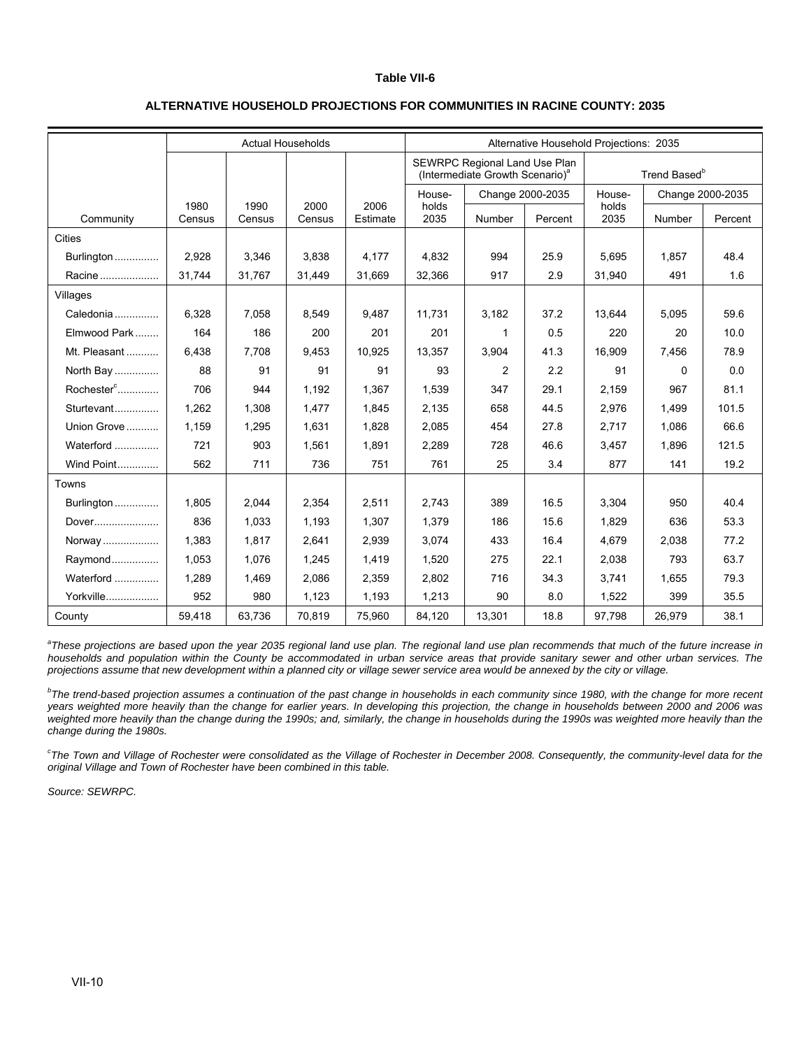**Table VII-6**

**ALTERNATIVE HOUSEHOLD PROJECTIONS FOR COMMUNITIES IN RACINE COUNTY: 2035**

| | Actual Households | | | | Alternative Household Projections: 2035 | | | | | |
|---|---|---|---|---|---|---|---|---|---|---|
| | | | | | SEWRPC Regional Land Use Plan (Intermediate Growth Scenario)[a] | | | Trend Based[b] | | |
| | | | | | Households 2035 | Change 2000-2035 | | Households 2035 | Change 2000-2035 | |
| Community | 1980 Census | 1990 Census | 2000 Census | 2006 Estimate | | Number | Percent | | Number | Percent |
| Cities | | | | | | | | | | |
| Burlington | 2,928 | 3,346 | 3,838 | 4,177 | 4,832 | 994 | 25.9 | 5,695 | 1,857 | 48.4 |
| Racine | 31,744 | 31,767 | 31,449 | 31,669 | 32,366 | 917 | 2.9 | 31,940 | 491 | 1.6 |
| Villages | | | | | | | | | | |
| Caledonia | 6,328 | 7,058 | 8,549 | 9,487 | 11,731 | 3,182 | 37.2 | 13,644 | 5,095 | 59.6 |
| Elmwood Park | 164 | 186 | 200 | 201 | 201 | 1 | 0.5 | 220 | 20 | 10.0 |
| Mt. Pleasant | 6,438 | 7,708 | 9,453 | 10,925 | 13,357 | 3,904 | 41.3 | 16,909 | 7,456 | 78.9 |
| North Bay | 88 | 91 | 91 | 91 | 93 | 2 | 2.2 | 91 | 0 | 0.0 |
| Rochester[c] | 706 | 944 | 1,192 | 1,367 | 1,539 | 347 | 29.1 | 2,159 | 967 | 81.1 |
| Sturtevant | 1,262 | 1,308 | 1,477 | 1,845 | 2,135 | 658 | 44.5 | 2,976 | 1,499 | 101.5 |
| Union Grove | 1,159 | 1,295 | 1,631 | 1,828 | 2,085 | 454 | 27.8 | 2,717 | 1,086 | 66.6 |
| Waterford | 721 | 903 | 1,561 | 1,891 | 2,289 | 728 | 46.6 | 3,457 | 1,896 | 121.5 |
| Wind Point | 562 | 711 | 736 | 751 | 761 | 25 | 3.4 | 877 | 141 | 19.2 |
| Towns | | | | | | | | | | |
| Burlington | 1,805 | 2,044 | 2,354 | 2,511 | 2,743 | 389 | 16.5 | 3,304 | 950 | 40.4 |
| Dover | 836 | 1,033 | 1,193 | 1,307 | 1,379 | 186 | 15.6 | 1,829 | 636 | 53.3 |
| Norway | 1,383 | 1,817 | 2,641 | 2,939 | 3,074 | 433 | 16.4 | 4,679 | 2,038 | 77.2 |
| Raymond | 1,053 | 1,076 | 1,245 | 1,419 | 1,520 | 275 | 22.1 | 2,038 | 793 | 63.7 |
| Waterford | 1,289 | 1,469 | 2,086 | 2,359 | 2,802 | 716 | 34.3 | 3,741 | 1,655 | 79.3 |
| Yorkville | 952 | 980 | 1,123 | 1,193 | 1,213 | 90 | 8.0 | 1,522 | 399 | 35.5 |
| County | 59,418 | 63,736 | 70,819 | 75,960 | 84,120 | 13,301 | 18.8 | 97,798 | 26,979 | 38.1 |

*[a]These projections are based upon the year 2035 regional land use plan. The regional land use plan recommends that much of the future increase in households and population within the County be accommodated in urban service areas that provide sanitary sewer and other urban services. The projections assume that new development within a planned city or village sewer service area would be annexed by the city or village.*

*[b]The trend-based projection assumes a continuation of the past change in households in each community since 1980, with the change for more recent years weighted more heavily than the change for earlier years. In developing this projection, the change in households between 2000 and 2006 was weighted more heavily than the change during the 1990s; and, similarly, the change in households during the 1990s was weighted more heavily than the change during the 1980s.*

*[c]The Town and Village of Rochester were consolidated as the Village of Rochester in December 2008. Consequently, the community-level data for the original Village and Town of Rochester have been combined in this table.*

*Source: SEWRPC.*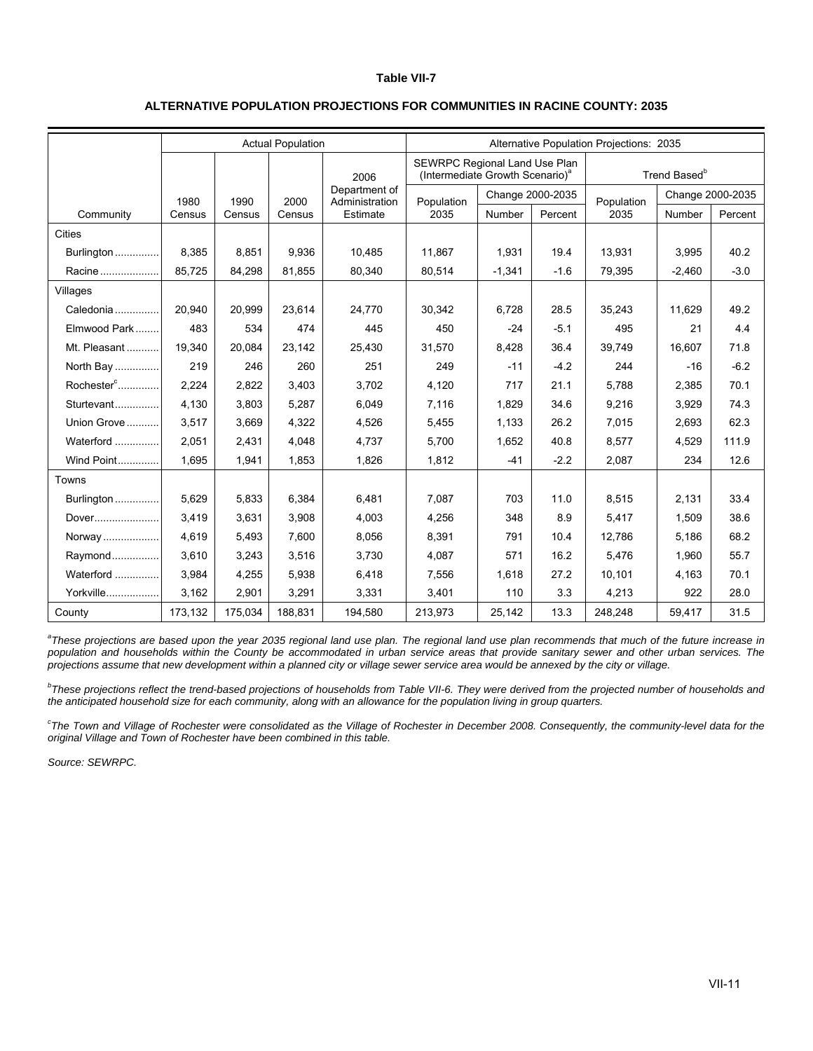**Table VII-7**

**ALTERNATIVE POPULATION PROJECTIONS FOR COMMUNITIES IN RACINE COUNTY: 2035**

| | Actual Population | | | | Alternative Population Projections: 2035 | | | | | |
|---|---|---|---|---|---|---|---|---|---|---|
| | | | | | SEWRPC Regional Land Use Plan (Intermediate Growth Scenario)[a] | | | Trend Based[b] | | |
| | | | | 2006 Department of Administration Estimate | Population 2035 | Change 2000-2035 | | Population 2035 | Change 2000-2035 | |
| Community | 1980 Census | 1990 Census | 2000 Census | | | Number | Percent | | Number | Percent |
| Cities | | | | | | | | | | |
| Burlington | 8,385 | 8,851 | 9,936 | 10,485 | 11,867 | 1,931 | 19.4 | 13,931 | 3,995 | 40.2 |
| Racine | 85,725 | 84,298 | 81,855 | 80,340 | 80,514 | -1,341 | -1.6 | 79,395 | -2,460 | -3.0 |
| Villages | | | | | | | | | | |
| Caledonia | 20,940 | 20,999 | 23,614 | 24,770 | 30,342 | 6,728 | 28.5 | 35,243 | 11,629 | 49.2 |
| Elmwood Park | 483 | 534 | 474 | 445 | 450 | -24 | -5.1 | 495 | 21 | 4.4 |
| Mt. Pleasant | 19,340 | 20,084 | 23,142 | 25,430 | 31,570 | 8,428 | 36.4 | 39,749 | 16,607 | 71.8 |
| North Bay | 219 | 246 | 260 | 251 | 249 | -11 | -4.2 | 244 | -16 | -6.2 |
| Rochester[c] | 2,224 | 2,822 | 3,403 | 3,702 | 4,120 | 717 | 21.1 | 5,788 | 2,385 | 70.1 |
| Sturtevant | 4,130 | 3,803 | 5,287 | 6,049 | 7,116 | 1,829 | 34.6 | 9,216 | 3,929 | 74.3 |
| Union Grove | 3,517 | 3,669 | 4,322 | 4,526 | 5,455 | 1,133 | 26.2 | 7,015 | 2,693 | 62.3 |
| Waterford | 2,051 | 2,431 | 4,048 | 4,737 | 5,700 | 1,652 | 40.8 | 8,577 | 4,529 | 111.9 |
| Wind Point | 1,695 | 1,941 | 1,853 | 1,826 | 1,812 | -41 | -2.2 | 2,087 | 234 | 12.6 |
| Towns | | | | | | | | | | |
| Burlington | 5,629 | 5,833 | 6,384 | 6,481 | 7,087 | 703 | 11.0 | 8,515 | 2,131 | 33.4 |
| Dover | 3,419 | 3,631 | 3,908 | 4,003 | 4,256 | 348 | 8.9 | 5,417 | 1,509 | 38.6 |
| Norway | 4,619 | 5,493 | 7,600 | 8,056 | 8,391 | 791 | 10.4 | 12,786 | 5,186 | 68.2 |
| Raymond | 3,610 | 3,243 | 3,516 | 3,730 | 4,087 | 571 | 16.2 | 5,476 | 1,960 | 55.7 |
| Waterford | 3,984 | 4,255 | 5,938 | 6,418 | 7,556 | 1,618 | 27.2 | 10,101 | 4,163 | 70.1 |
| Yorkville | 3,162 | 2,901 | 3,291 | 3,331 | 3,401 | 110 | 3.3 | 4,213 | 922 | 28.0 |
| County | 173,132 | 175,034 | 188,831 | 194,580 | 213,973 | 25,142 | 13.3 | 248,248 | 59,417 | 31.5 |

*[a]These projections are based upon the year 2035 regional land use plan. The regional land use plan recommends that much of the future increase in population and households within the County be accommodated in urban service areas that provide sanitary sewer and other urban services. The projections assume that new development within a planned city or village sewer service area would be annexed by the city or village.*

*[b]These projections reflect the trend-based projections of households from Table VII-6. They were derived from the projected number of households and the anticipated household size for each community, along with an allowance for the population living in group quarters.*

*[c]The Town and Village of Rochester were consolidated as the Village of Rochester in December 2008. Consequently, the community-level data for the original Village and Town of Rochester have been combined in this table.*

*Source: SEWRPC.*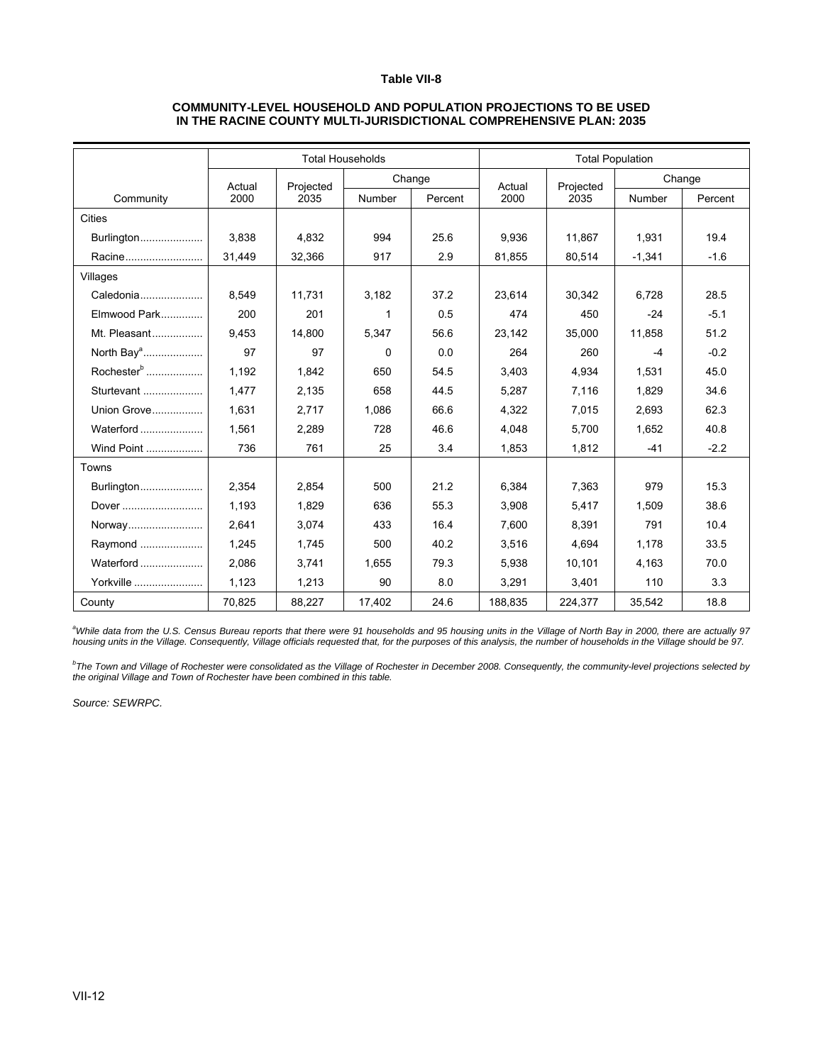**Table VII-8**

**COMMUNITY-LEVEL HOUSEHOLD AND POPULATION PROJECTIONS TO BE USED IN THE RACINE COUNTY MULTI-JURISDICTIONAL COMPREHENSIVE PLAN: 2035**

| Community | Total Households | | | | Total Population | | | |
|---|---|---|---|---|---|---|---|---|
| | Actual 2000 | Projected 2035 | Change | | Actual 2000 | Projected 2035 | Change | |
| | | | Number | Percent | | | Number | Percent |
| Cities | | | | | | | | |
| Burlington | 3,838 | 4,832 | 994 | 25.6 | 9,936 | 11,867 | 1,931 | 19.4 |
| Racine | 31,449 | 32,366 | 917 | 2.9 | 81,855 | 80,514 | -1,341 | -1.6 |
| Villages | | | | | | | | |
| Caledonia | 8,549 | 11,731 | 3,182 | 37.2 | 23,614 | 30,342 | 6,728 | 28.5 |
| Elmwood Park | 200 | 201 | 1 | 0.5 | 474 | 450 | -24 | -5.1 |
| Mt. Pleasant | 9,453 | 14,800 | 5,347 | 56.6 | 23,142 | 35,000 | 11,858 | 51.2 |
| North Bay[a] | 97 | 97 | 0 | 0.0 | 264 | 260 | -4 | -0.2 |
| Rochester[b] | 1,192 | 1,842 | 650 | 54.5 | 3,403 | 4,934 | 1,531 | 45.0 |
| Sturtevant | 1,477 | 2,135 | 658 | 44.5 | 5,287 | 7,116 | 1,829 | 34.6 |
| Union Grove | 1,631 | 2,717 | 1,086 | 66.6 | 4,322 | 7,015 | 2,693 | 62.3 |
| Waterford | 1,561 | 2,289 | 728 | 46.6 | 4,048 | 5,700 | 1,652 | 40.8 |
| Wind Point | 736 | 761 | 25 | 3.4 | 1,853 | 1,812 | -41 | -2.2 |
| Towns | | | | | | | | |
| Burlington | 2,354 | 2,854 | 500 | 21.2 | 6,384 | 7,363 | 979 | 15.3 |
| Dover | 1,193 | 1,829 | 636 | 55.3 | 3,908 | 5,417 | 1,509 | 38.6 |
| Norway | 2,641 | 3,074 | 433 | 16.4 | 7,600 | 8,391 | 791 | 10.4 |
| Raymond | 1,245 | 1,745 | 500 | 40.2 | 3,516 | 4,694 | 1,178 | 33.5 |
| Waterford | 2,086 | 3,741 | 1,655 | 79.3 | 5,938 | 10,101 | 4,163 | 70.0 |
| Yorkville | 1,123 | 1,213 | 90 | 8.0 | 3,291 | 3,401 | 110 | 3.3 |
| County | 70,825 | 88,227 | 17,402 | 24.6 | 188,835 | 224,377 | 35,542 | 18.8 |

*[a]While data from the U.S. Census Bureau reports that there were 91 households and 95 housing units in the Village of North Bay in 2000, there are actually 97 housing units in the Village. Consequently, Village officials requested that, for the purposes of this analysis, the number of households in the Village should be 97.*

*[b]The Town and Village of Rochester were consolidated as the Village of Rochester in December 2008. Consequently, the community-level projections selected by the original Village and Town of Rochester have been combined in this table.*

*Source: SEWRPC.*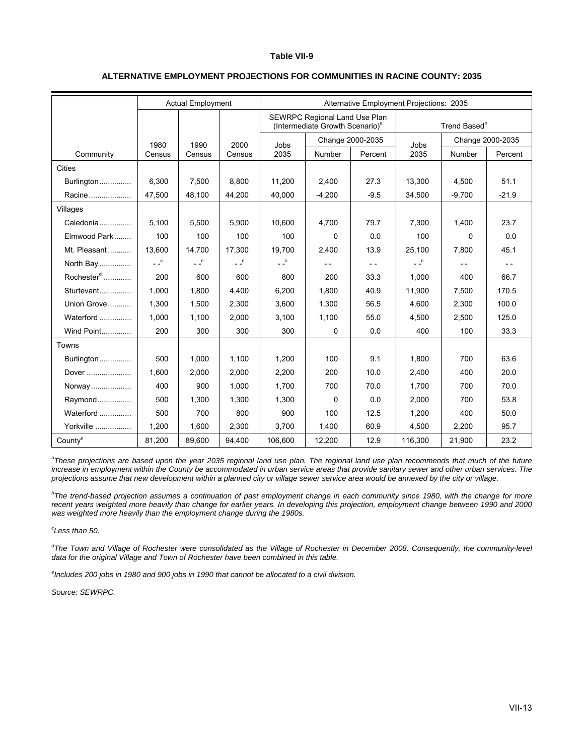**Table VII-9**

**ALTERNATIVE EMPLOYMENT PROJECTIONS FOR COMMUNITIES IN RACINE COUNTY: 2035**

| | Actual Employment | | | Alternative Employment Projections: 2035 | | | | | |
|---|---|---|---|---|---|---|---|---|---|
| | | | | SEWRPC Regional Land Use Plan (Intermediate Growth Scenario)[a] | | | Trend Based[b] | | |
| | 1980 | 1990 | 2000 | Jobs | Change 2000-2035 | | Jobs | Change 2000-2035 | |
| Community | Census | Census | Census | 2035 | Number | Percent | 2035 | Number | Percent |
| Cities | | | | | | | | | |
| Burlington | 6,300 | 7,500 | 8,800 | 11,200 | 2,400 | 27.3 | 13,300 | 4,500 | 51.1 |
| Racine | 47,500 | 48,100 | 44,200 | 40,000 | -4,200 | -9.5 | 34,500 | -9,700 | -21.9 |
| Villages | | | | | | | | | |
| Caledonia | 5,100 | 5,500 | 5,900 | 10,600 | 4,700 | 79.7 | 7,300 | 1,400 | 23.7 |
| Elmwood Park | 100 | 100 | 100 | 100 | 0 | 0.0 | 100 | 0 | 0.0 |
| Mt. Pleasant | 13,600 | 14,700 | 17,300 | 19,700 | 2,400 | 13.9 | 25,100 | 7,800 | 45.1 |
| North Bay | - -[c] | - -[c] | - -[c] | - -[c] | - - | - - | - -[c] | - - | - - |
| Rochester[d] | 200 | 600 | 600 | 800 | 200 | 33.3 | 1,000 | 400 | 66.7 |
| Sturtevant | 1,000 | 1,800 | 4,400 | 6,200 | 1,800 | 40.9 | 11,900 | 7,500 | 170.5 |
| Union Grove | 1,300 | 1,500 | 2,300 | 3,600 | 1,300 | 56.5 | 4,600 | 2,300 | 100.0 |
| Waterford | 1,000 | 1,100 | 2,000 | 3,100 | 1,100 | 55.0 | 4,500 | 2,500 | 125.0 |
| Wind Point | 200 | 300 | 300 | 300 | 0 | 0.0 | 400 | 100 | 33.3 |
| Towns | | | | | | | | | |
| Burlington | 500 | 1,000 | 1,100 | 1,200 | 100 | 9.1 | 1,800 | 700 | 63.6 |
| Dover | 1,600 | 2,000 | 2,000 | 2,200 | 200 | 10.0 | 2,400 | 400 | 20.0 |
| Norway | 400 | 900 | 1,000 | 1,700 | 700 | 70.0 | 1,700 | 700 | 70.0 |
| Raymond | 500 | 1,300 | 1,300 | 1,300 | 0 | 0.0 | 2,000 | 700 | 53.8 |
| Waterford | 500 | 700 | 800 | 900 | 100 | 12.5 | 1,200 | 400 | 50.0 |
| Yorkville | 1,200 | 1,600 | 2,300 | 3,700 | 1,400 | 60.9 | 4,500 | 2,200 | 95.7 |
| County[e] | 81,200 | 89,600 | 94,400 | 106,600 | 12,200 | 12.9 | 116,300 | 21,900 | 23.2 |

*[a]These projections are based upon the year 2035 regional land use plan. The regional land use plan recommends that much of the future increase in employment within the County be accommodated in urban service areas that provide sanitary sewer and other urban services. The projections assume that new development within a planned city or village sewer service area would be annexed by the city or village.*

*[b]The trend-based projection assumes a continuation of past employment change in each community since 1980, with the change for more recent years weighted more heavily than change for earlier years. In developing this projection, employment change between 1990 and 2000 was weighted more heavily than the employment change during the 1980s.*

*[c]Less than 50.*

*[d]The Town and Village of Rochester were consolidated as the Village of Rochester in December 2008. Consequently, the community-level data for the original Village and Town of Rochester have been combined in this table.*

*[e]Includes 200 jobs in 1980 and 900 jobs in 1990 that cannot be allocated to a civil division.*

*Source: SEWRPC.*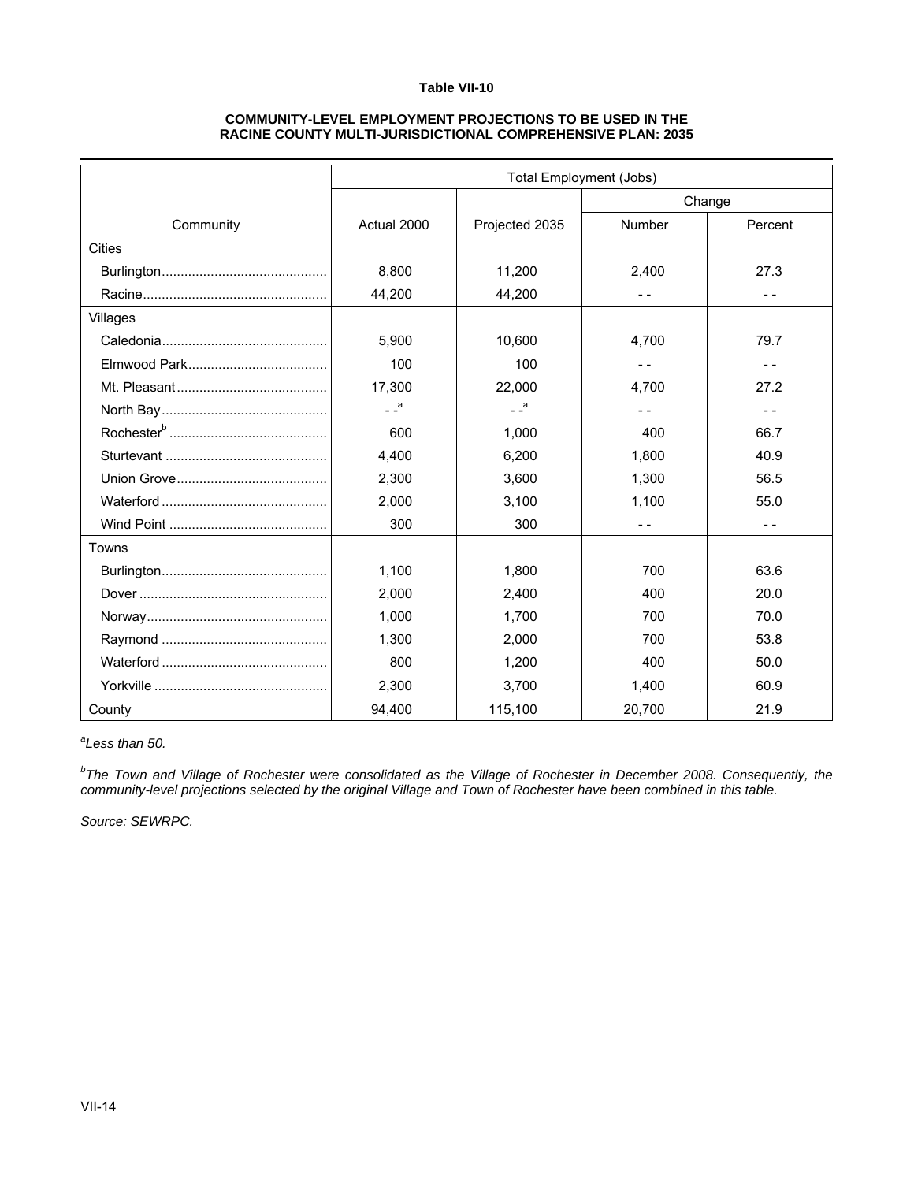**Table VII-10**

**COMMUNITY-LEVEL EMPLOYMENT PROJECTIONS TO BE USED IN THE RACINE COUNTY MULTI-JURISDICTIONAL COMPREHENSIVE PLAN: 2035**

| Community | Total Employment (Jobs) | | | |
|---|---|---|---|---|
| | | | Change | |
| | Actual 2000 | Projected 2035 | Number | Percent |
| Cities | | | | |
| Burlington | 8,800 | 11,200 | 2,400 | 27.3 |
| Racine | 44,200 | 44,200 | - - | - - |
| Villages | | | | |
| Caledonia | 5,900 | 10,600 | 4,700 | 79.7 |
| Elmwood Park | 100 | 100 | - - | - - |
| Mt. Pleasant | 17,300 | 22,000 | 4,700 | 27.2 |
| North Bay | - -[a] | - -[a] | - - | - - |
| Rochester[b] | 600 | 1,000 | 400 | 66.7 |
| Sturtevant | 4,400 | 6,200 | 1,800 | 40.9 |
| Union Grove | 2,300 | 3,600 | 1,300 | 56.5 |
| Waterford | 2,000 | 3,100 | 1,100 | 55.0 |
| Wind Point | 300 | 300 | - - | - - |
| Towns | | | | |
| Burlington | 1,100 | 1,800 | 700 | 63.6 |
| Dover | 2,000 | 2,400 | 400 | 20.0 |
| Norway | 1,000 | 1,700 | 700 | 70.0 |
| Raymond | 1,300 | 2,000 | 700 | 53.8 |
| Waterford | 800 | 1,200 | 400 | 50.0 |
| Yorkville | 2,300 | 3,700 | 1,400 | 60.9 |
| County | 94,400 | 115,100 | 20,700 | 21.9 |

[a]*Less than 50.*

[b]*The Town and Village of Rochester were consolidated as the Village of Rochester in December 2008. Consequently, the community-level projections selected by the original Village and Town of Rochester have been combined in this table.*

*Source: SEWRPC.*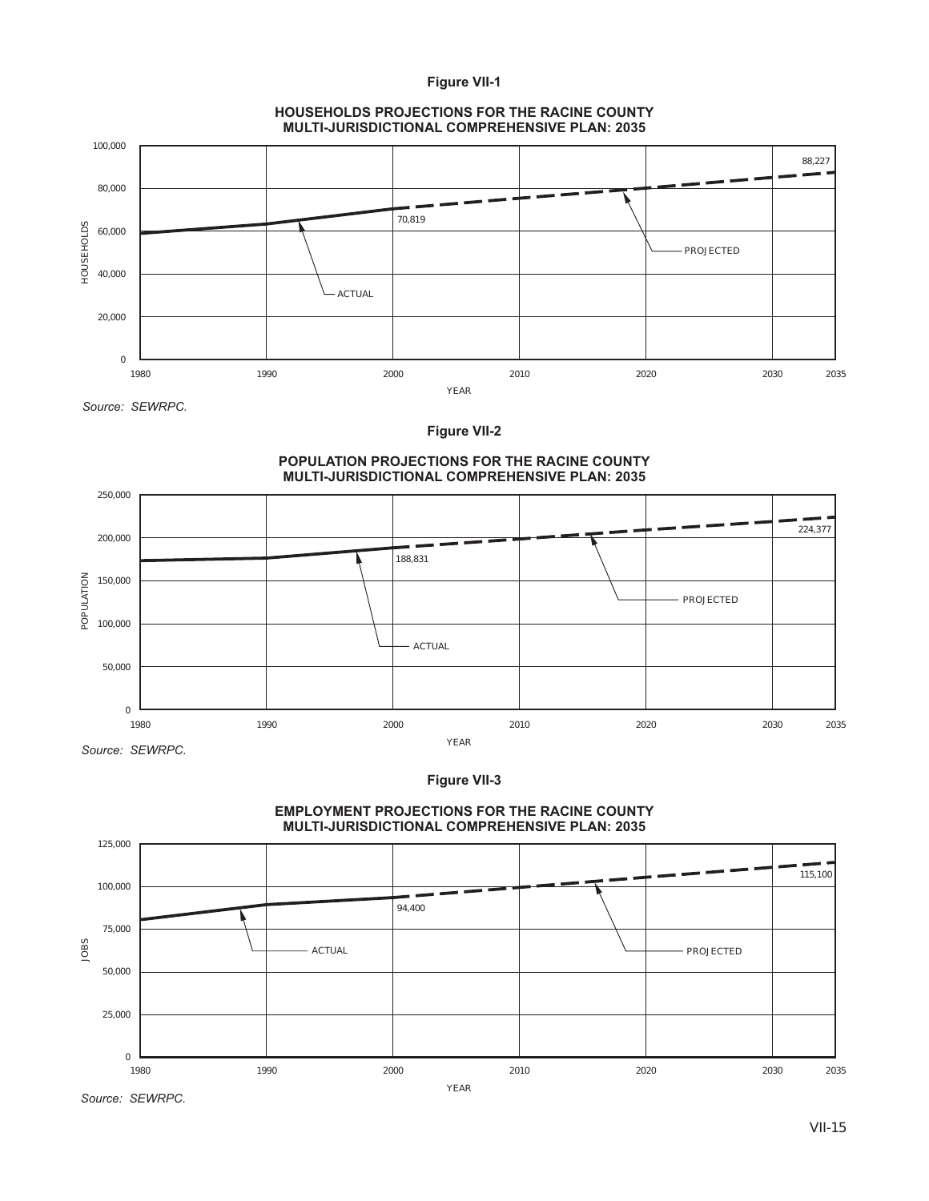**Figure VII-1**

**HOUSEHOLDS PROJECTIONS FOR THE RACINE COUNTY MULTI-JURISDICTIONAL COMPREHENSIVE PLAN: 2035**

HOUSEHOLDS

100,000
80,000
60,000
40,000
20,000
0

1980 1990 2000 2010 2020 2030 2035

YEAR

70,819
88,227
ACTUAL
PROJECTED

*Source: SEWRPC.*

**Figure VII-2**

**POPULATION PROJECTIONS FOR THE RACINE COUNTY MULTI-JURISDICTIONAL COMPREHENSIVE PLAN: 2035**

POPULATION

250,000
200,000
150,000
100,000
50,000
0

1980 1990 2000 2010 2020 2030 2035

YEAR

188,831
224,377
ACTUAL
PROJECTED

*Source: SEWRPC.*

**Figure VII-3**

**EMPLOYMENT PROJECTIONS FOR THE RACINE COUNTY MULTI-JURISDICTIONAL COMPREHENSIVE PLAN: 2035**

JOBS

125,000
100,000
75,000
50,000
25,000
0

1980 1990 2000 2010 2020 2030 2035

YEAR

94,400
115,100
ACTUAL
PROJECTED

*Source: SEWRPC.*